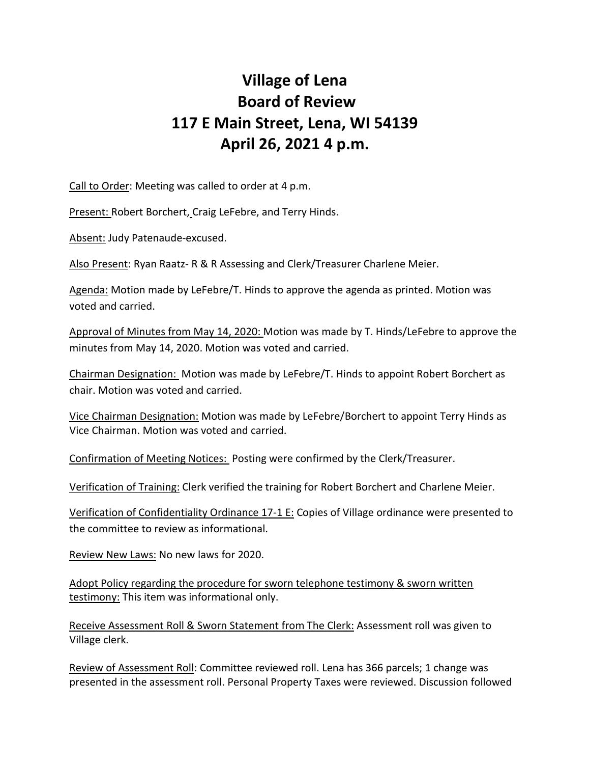# Village of Lena
# Board of Review
# 117 E Main Street, Lena, WI 54139
# April 26, 2021 4 p.m.

Call to Order: Meeting was called to order at 4 p.m.

Present: Robert Borchert, Craig LeFebre, and Terry Hinds.

Absent: Judy Patenaude-excused.

Also Present: Ryan Raatz- R & R Assessing and Clerk/Treasurer Charlene Meier.

Agenda: Motion made by LeFebre/T. Hinds to approve the agenda as printed. Motion was voted and carried.

Approval of Minutes from May 14, 2020: Motion was made by T. Hinds/LeFebre to approve the minutes from May 14, 2020. Motion was voted and carried.

Chairman Designation: Motion was made by LeFebre/T. Hinds to appoint Robert Borchert as chair. Motion was voted and carried.

Vice Chairman Designation: Motion was made by LeFebre/Borchert to appoint Terry Hinds as Vice Chairman. Motion was voted and carried.

Confirmation of Meeting Notices: Posting were confirmed by the Clerk/Treasurer.

Verification of Training: Clerk verified the training for Robert Borchert and Charlene Meier.

Verification of Confidentiality Ordinance 17-1 E: Copies of Village ordinance were presented to the committee to review as informational.

Review New Laws: No new laws for 2020.

Adopt Policy regarding the procedure for sworn telephone testimony & sworn written testimony: This item was informational only.

Receive Assessment Roll & Sworn Statement from The Clerk: Assessment roll was given to Village clerk.

Review of Assessment Roll: Committee reviewed roll. Lena has 366 parcels; 1 change was presented in the assessment roll. Personal Property Taxes were reviewed. Discussion followed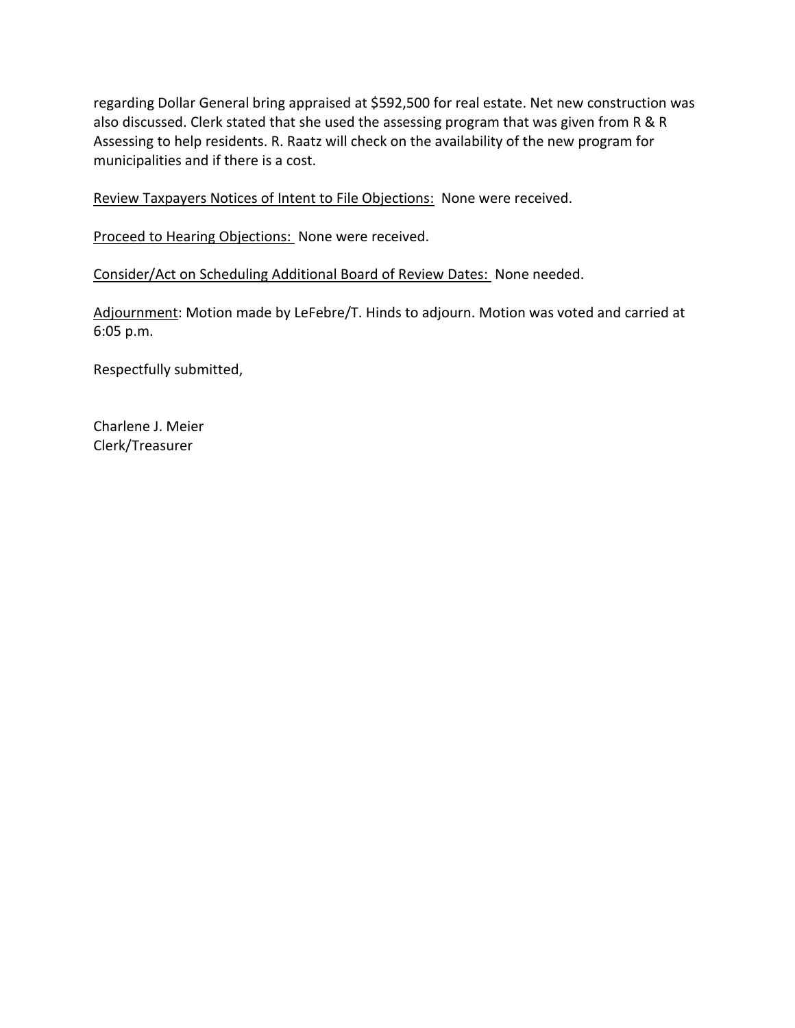regarding Dollar General bring appraised at $592,500 for real estate. Net new construction was also discussed. Clerk stated that she used the assessing program that was given from R & R Assessing to help residents. R. Raatz will check on the availability of the new program for municipalities and if there is a cost.

<u>Review Taxpayers Notices of Intent to File Objections:</u> None were received.

<u>Proceed to Hearing Objections:</u> None were received.

<u>Consider/Act on Scheduling Additional Board of Review Dates:</u> None needed.

<u>Adjournment</u>: Motion made by LeFebre/T. Hinds to adjourn. Motion was voted and carried at 6:05 p.m.

Respectfully submitted,

Charlene J. Meier
Clerk/Treasurer